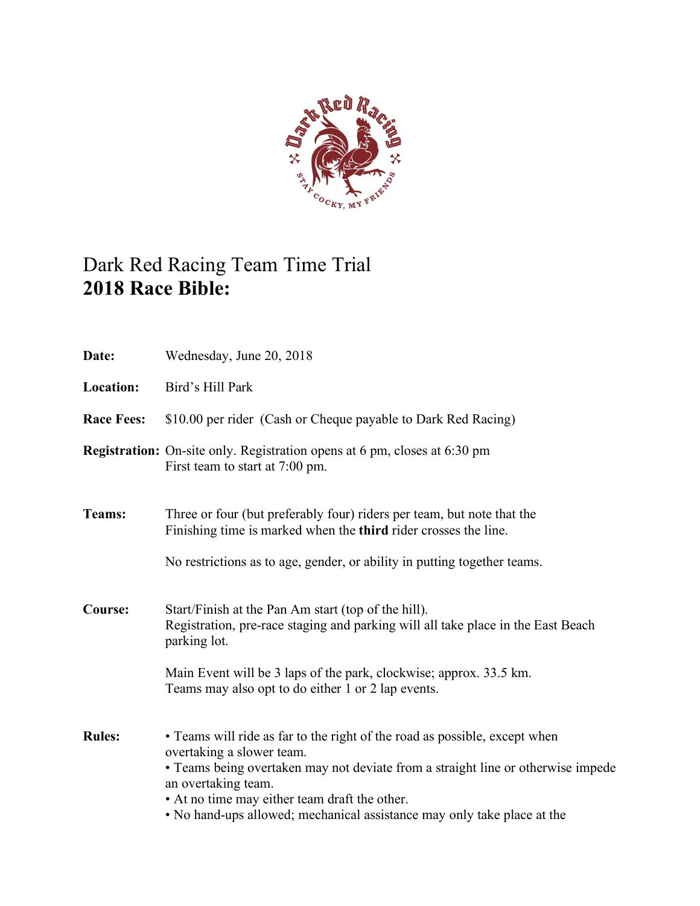# Dark Red Racing Team Time Trial
## 2018 Race Bible:

**Date:** Wednesday, June 20, 2018

**Location:** Bird's Hill Park

**Race Fees:** $10.00 per rider (Cash or Cheque payable to Dark Red Racing)

**Registration:** On-site only. Registration opens at 6 pm, closes at 6:30 pm
First team to start at 7:00 pm.

**Teams:** Three or four (but preferably four) riders per team, but note that the Finishing time is marked when the **third** rider crosses the line.

No restrictions as to age, gender, or ability in putting together teams.

**Course:** Start/Finish at the Pan Am start (top of the hill).
Registration, pre-race staging and parking will all take place in the East Beach parking lot.

Main Event will be 3 laps of the park, clockwise; approx. 33.5 km.
Teams may also opt to do either 1 or 2 lap events.

**Rules:**
- Teams will ride as far to the right of the road as possible, except when overtaking a slower team.
- Teams being overtaken may not deviate from a straight line or otherwise impede an overtaking team.
- At no time may either team draft the other.
- No hand-ups allowed; mechanical assistance may only take place at the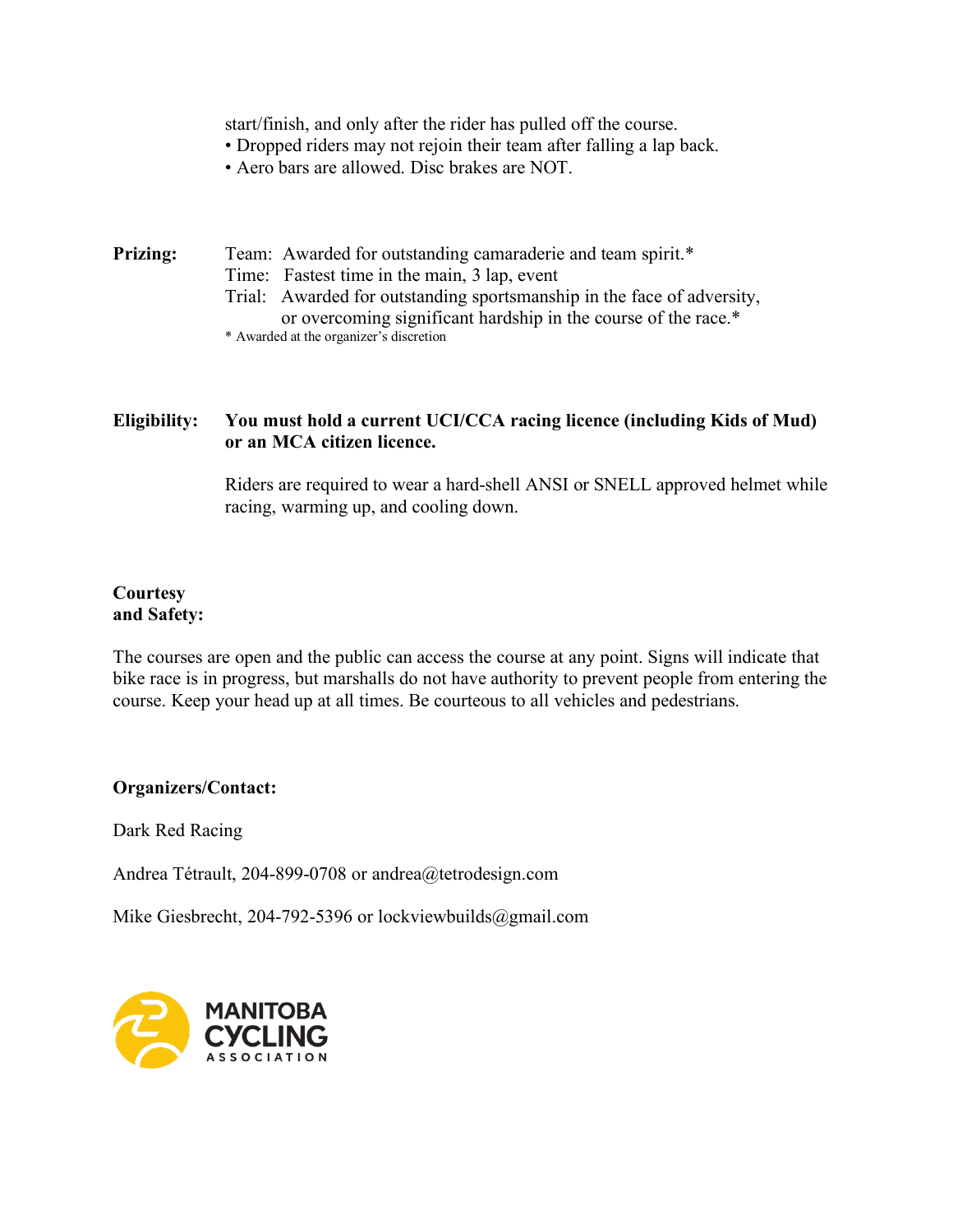start/finish, and only after the rider has pulled off the course.
• Dropped riders may not rejoin their team after falling a lap back.
• Aero bars are allowed. Disc brakes are NOT.

**Prizing:**

Team: Awarded for outstanding camaraderie and team spirit.*
Time: Fastest time in the main, 3 lap, event
Trial: Awarded for outstanding sportsmanship in the face of adversity, or overcoming significant hardship in the course of the race.*

\* Awarded at the organizer's discretion

**Eligibility:** **You must hold a current UCI/CCA racing licence (including Kids of Mud) or an MCA citizen licence.**

Riders are required to wear a hard-shell ANSI or SNELL approved helmet while racing, warming up, and cooling down.

**Courtesy and Safety:**

The courses are open and the public can access the course at any point. Signs will indicate that bike race is in progress, but marshalls do not have authority to prevent people from entering the course. Keep your head up at all times. Be courteous to all vehicles and pedestrians.

**Organizers/Contact:**

Dark Red Racing

Andrea Tétrault, 204-899-0708 or andrea@tetrodesign.com

Mike Giesbrecht, 204-792-5396 or lockviewbuilds@gmail.com

MANITOBA CYCLING ASSOCIATION